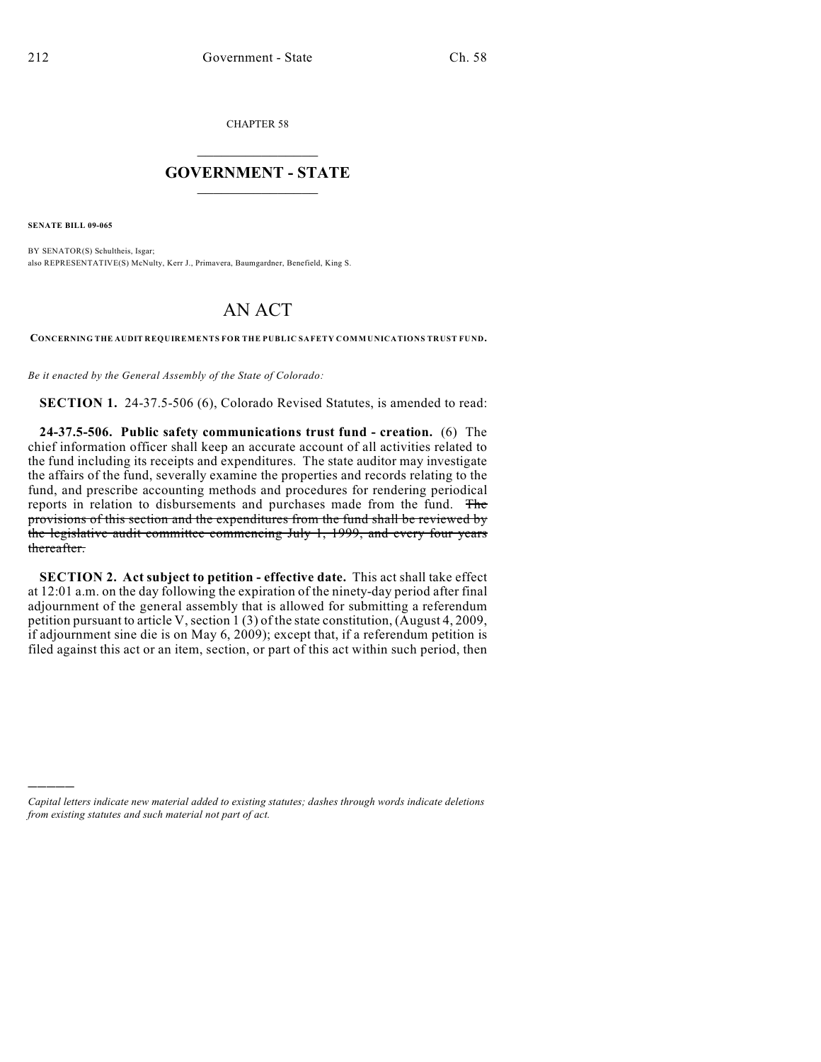CHAPTER 58

# GOVERNMENT - STATE

**SENATE BILL 09-065**

BY SENATOR(S) Schultheis, Isgar;
also REPRESENTATIVE(S) McNulty, Kerr J., Primavera, Baumgardner, Benefield, King S.

# AN ACT

**CONCERNING THE AUDIT REQUIREMENTS FOR THE PUBLIC SAFETY COMMUNICATIONS TRUST FUND.**

*Be it enacted by the General Assembly of the State of Colorado:*

**SECTION 1.** 24-37.5-506 (6), Colorado Revised Statutes, is amended to read:

**24-37.5-506. Public safety communications trust fund - creation.** (6) The chief information officer shall keep an accurate account of all activities related to the fund including its receipts and expenditures. The state auditor may investigate the affairs of the fund, severally examine the properties and records relating to the fund, and prescribe accounting methods and procedures for rendering periodical reports in relation to disbursements and purchases made from the fund. ~~The provisions of this section and the expenditures from the fund shall be reviewed by the legislative audit committee commencing July 1, 1999, and every four years thereafter.~~

**SECTION 2. Act subject to petition - effective date.** This act shall take effect at 12:01 a.m. on the day following the expiration of the ninety-day period after final adjournment of the general assembly that is allowed for submitting a referendum petition pursuant to article V, section 1 (3) of the state constitution, (August 4, 2009, if adjournment sine die is on May 6, 2009); except that, if a referendum petition is filed against this act or an item, section, or part of this act within such period, then

---

*Capital letters indicate new material added to existing statutes; dashes through words indicate deletions from existing statutes and such material not part of act.*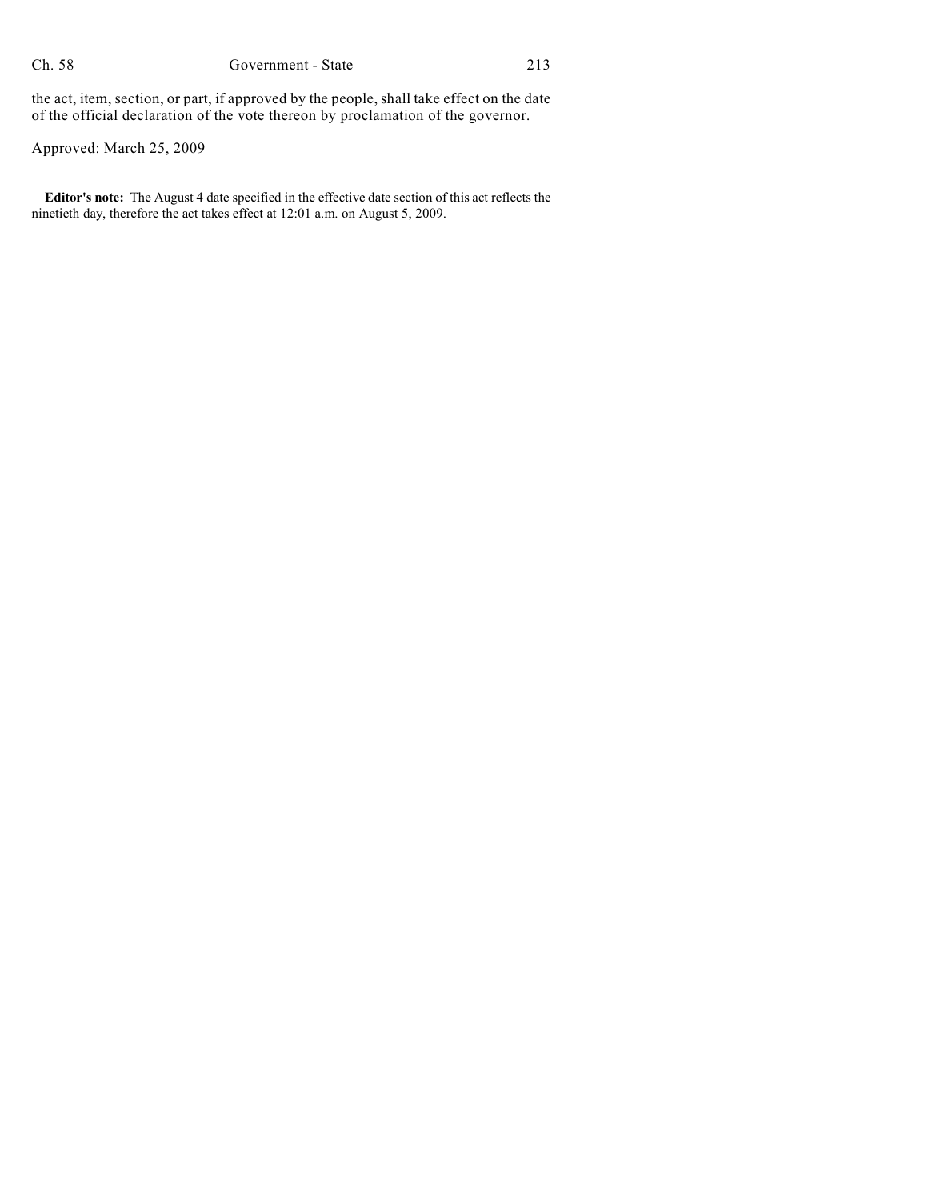the act, item, section, or part, if approved by the people, shall take effect on the date of the official declaration of the vote thereon by proclamation of the governor.

Approved: March 25, 2009

**Editor's note:** The August 4 date specified in the effective date section of this act reflects the ninetieth day, therefore the act takes effect at 12:01 a.m. on August 5, 2009.